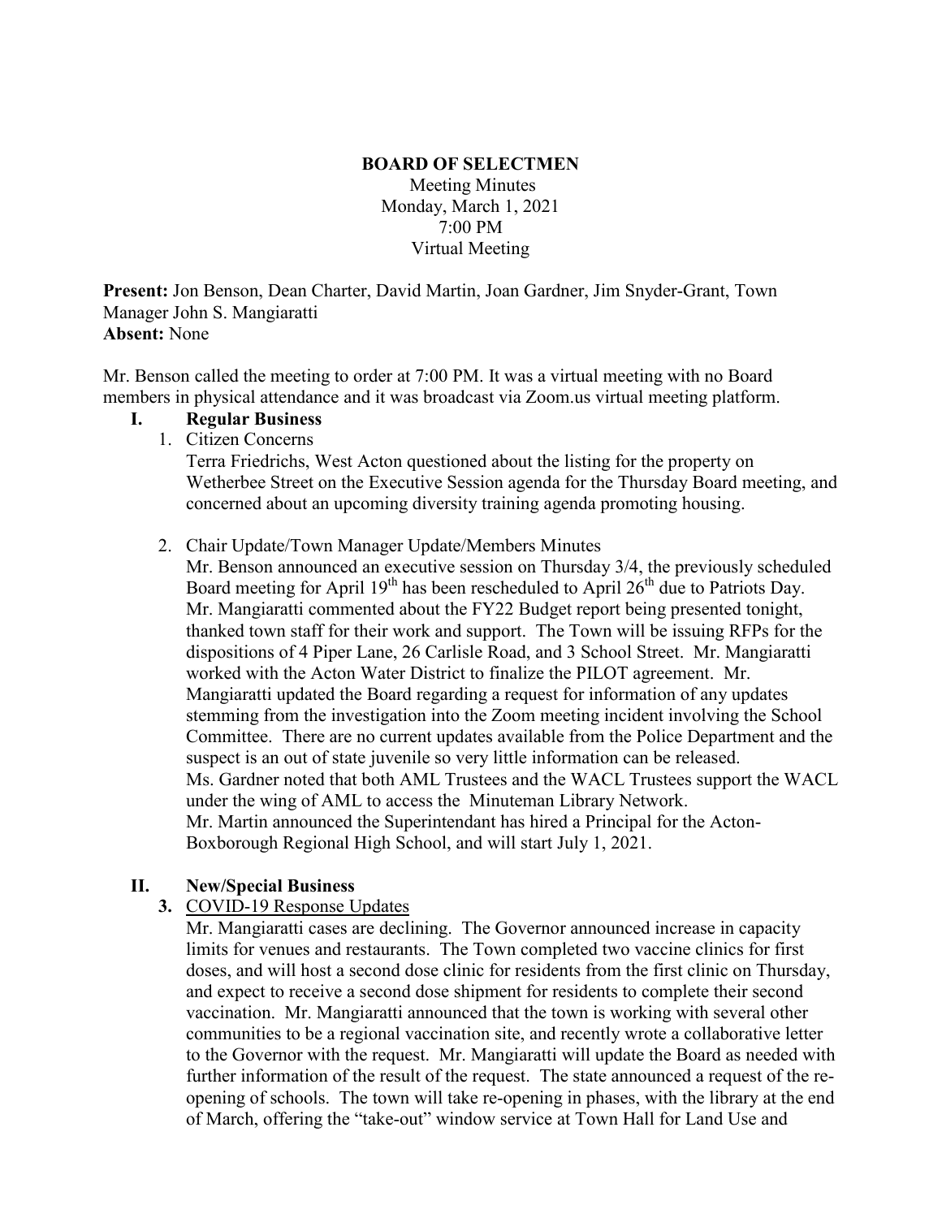**BOARD OF SELECTMEN**

Meeting Minutes
Monday, March 1, 2021
7:00 PM
Virtual Meeting

**Present:** Jon Benson, Dean Charter, David Martin, Joan Gardner, Jim Snyder-Grant, Town Manager John S. Mangiaratti
**Absent:** None

Mr. Benson called the meeting to order at 7:00 PM. It was a virtual meeting with no Board members in physical attendance and it was broadcast via Zoom.us virtual meeting platform.

## I. Regular Business

1. Citizen Concerns
   Terra Friedrichs, West Acton questioned about the listing for the property on Wetherbee Street on the Executive Session agenda for the Thursday Board meeting, and concerned about an upcoming diversity training agenda promoting housing.

2. Chair Update/Town Manager Update/Members Minutes
   Mr. Benson announced an executive session on Thursday 3/4, the previously scheduled Board meeting for April 19th has been rescheduled to April 26th due to Patriots Day. Mr. Mangiaratti commented about the FY22 Budget report being presented tonight, thanked town staff for their work and support. The Town will be issuing RFPs for the dispositions of 4 Piper Lane, 26 Carlisle Road, and 3 School Street. Mr. Mangiaratti worked with the Acton Water District to finalize the PILOT agreement. Mr. Mangiaratti updated the Board regarding a request for information of any updates stemming from the investigation into the Zoom meeting incident involving the School Committee. There are no current updates available from the Police Department and the suspect is an out of state juvenile so very little information can be released.
   Ms. Gardner noted that both AML Trustees and the WACL Trustees support the WACL under the wing of AML to access the Minuteman Library Network.
   Mr. Martin announced the Superintendant has hired a Principal for the Acton-Boxborough Regional High School, and will start July 1, 2021.

## II. New/Special Business

3. COVID-19 Response Updates
   Mr. Mangiaratti cases are declining. The Governor announced increase in capacity limits for venues and restaurants. The Town completed two vaccine clinics for first doses, and will host a second dose clinic for residents from the first clinic on Thursday, and expect to receive a second dose shipment for residents to complete their second vaccination. Mr. Mangiaratti announced that the town is working with several other communities to be a regional vaccination site, and recently wrote a collaborative letter to the Governor with the request. Mr. Mangiaratti will update the Board as needed with further information of the result of the request. The state announced a request of the re-opening of schools. The town will take re-opening in phases, with the library at the end of March, offering the "take-out" window service at Town Hall for Land Use and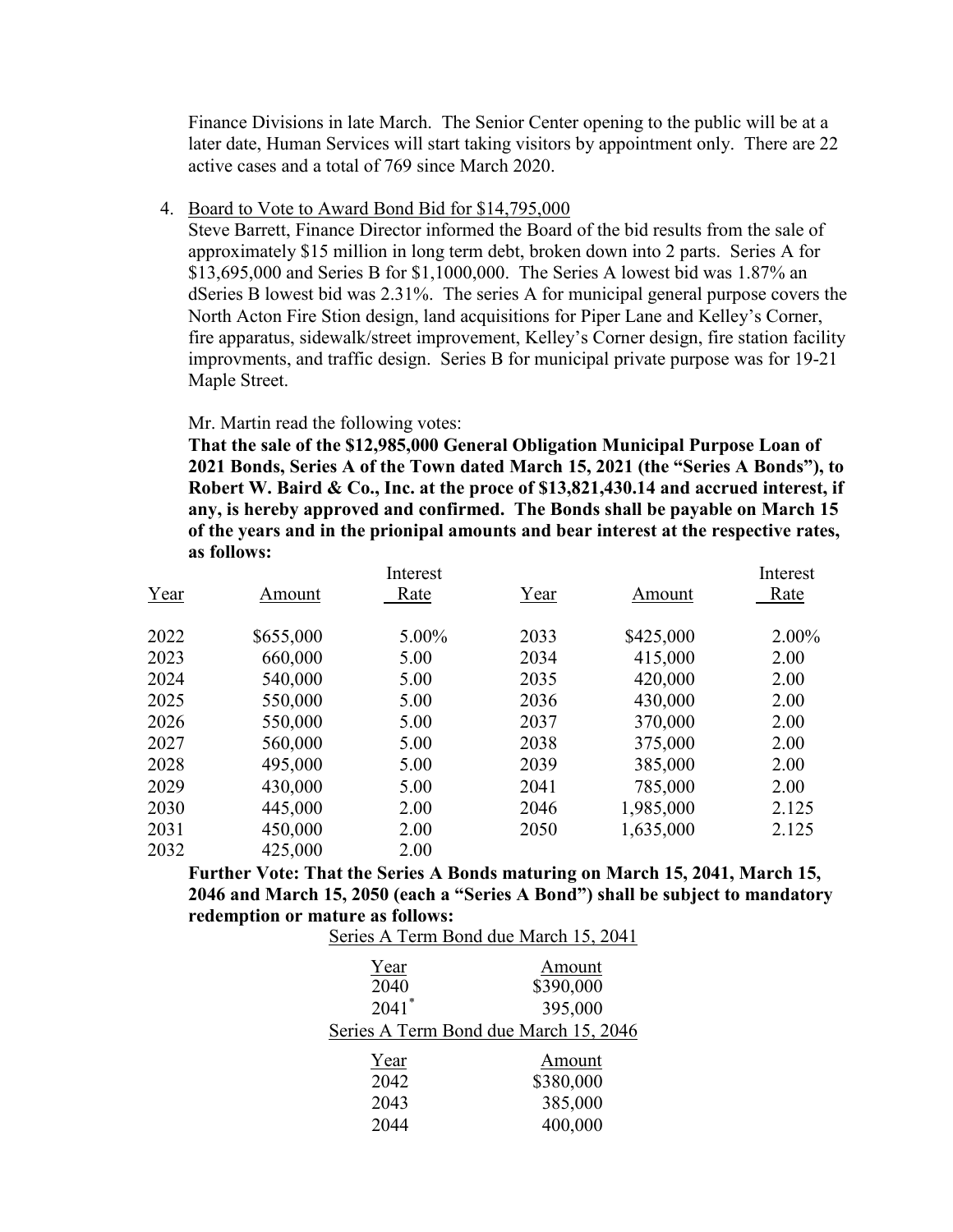Finance Divisions in late March. The Senior Center opening to the public will be at a later date, Human Services will start taking visitors by appointment only. There are 22 active cases and a total of 769 since March 2020.

4. Board to Vote to Award Bond Bid for $14,795,000

   Steve Barrett, Finance Director informed the Board of the bid results from the sale of approximately $15 million in long term debt, broken down into 2 parts. Series A for $13,695,000 and Series B for $1,1000,000. The Series A lowest bid was 1.87% an dSeries B lowest bid was 2.31%. The series A for municipal general purpose covers the North Acton Fire Stion design, land acquisitions for Piper Lane and Kelley's Corner, fire apparatus, sidewalk/street improvement, Kelley's Corner design, fire station facility improvments, and traffic design. Series B for municipal private purpose was for 19-21 Maple Street.

   Mr. Martin read the following votes:

   **That the sale of the $12,985,000 General Obligation Municipal Purpose Loan of 2021 Bonds, Series A of the Town dated March 15, 2021 (the "Series A Bonds"), to Robert W. Baird & Co., Inc. at the proce of $13,821,430.14 and accrued interest, if any, is hereby approved and confirmed. The Bonds shall be payable on March 15 of the years and in the prionipal amounts and bear interest at the respective rates, as follows:**

| Year | Amount | Interest Rate | Year | Amount | Interest Rate |
|---|---|---|---|---|---|
| 2022 | $655,000 | 5.00% | 2033 | $425,000 | 2.00% |
| 2023 | 660,000 | 5.00 | 2034 | 415,000 | 2.00 |
| 2024 | 540,000 | 5.00 | 2035 | 420,000 | 2.00 |
| 2025 | 550,000 | 5.00 | 2036 | 430,000 | 2.00 |
| 2026 | 550,000 | 5.00 | 2037 | 370,000 | 2.00 |
| 2027 | 560,000 | 5.00 | 2038 | 375,000 | 2.00 |
| 2028 | 495,000 | 5.00 | 2039 | 385,000 | 2.00 |
| 2029 | 430,000 | 5.00 | 2041 | 785,000 | 2.00 |
| 2030 | 445,000 | 2.00 | 2046 | 1,985,000 | 2.125 |
| 2031 | 450,000 | 2.00 | 2050 | 1,635,000 | 2.125 |
| 2032 | 425,000 | 2.00 | | | |

   **Further Vote: That the Series A Bonds maturing on March 15, 2041, March 15, 2046 and March 15, 2050 (each a "Series A Bond") shall be subject to mandatory redemption or mature as follows:**

   Series A Term Bond due March 15, 2041

| Year | Amount |
|---|---|
| 2040 | $390,000 |
| 2041* | 395,000 |

   Series A Term Bond due March 15, 2046

| Year | Amount |
|---|---|
| 2042 | $380,000 |
| 2043 | 385,000 |
| 2044 | 400,000 |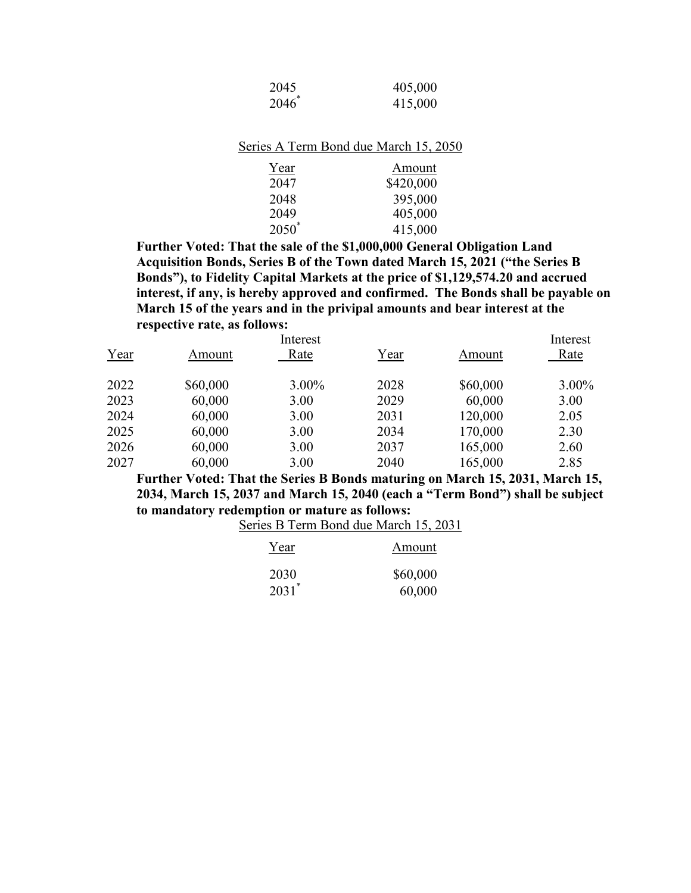| Year | Amount |
|---|---|
| 2045 | 405,000 |
| 2046* | 415,000 |

Series A Term Bond due March 15, 2050

| Year | Amount |
|---|---|
| 2047 | $420,000 |
| 2048 | 395,000 |
| 2049 | 405,000 |
| 2050* | 415,000 |

**Further Voted: That the sale of the $1,000,000 General Obligation Land Acquisition Bonds, Series B of the Town dated March 15, 2021 ("the Series B Bonds"), to Fidelity Capital Markets at the price of $1,129,574.20 and accrued interest, if any, is hereby approved and confirmed. The Bonds shall be payable on March 15 of the years and in the privipal amounts and bear interest at the respective rate, as follows:**

| Year | Amount | Interest Rate | Year | Amount | Interest Rate |
|---|---|---|---|---|---|
| 2022 | $60,000 | 3.00% | 2028 | $60,000 | 3.00% |
| 2023 | 60,000 | 3.00 | 2029 | 60,000 | 3.00 |
| 2024 | 60,000 | 3.00 | 2031 | 120,000 | 2.05 |
| 2025 | 60,000 | 3.00 | 2034 | 170,000 | 2.30 |
| 2026 | 60,000 | 3.00 | 2037 | 165,000 | 2.60 |
| 2027 | 60,000 | 3.00 | 2040 | 165,000 | 2.85 |

**Further Voted: That the Series B Bonds maturing on March 15, 2031, March 15, 2034, March 15, 2037 and March 15, 2040 (each a "Term Bond") shall be subject to mandatory redemption or mature as follows:**

Series B Term Bond due March 15, 2031

| Year | Amount |
|---|---|
| 2030 | $60,000 |
| 2031* | 60,000 |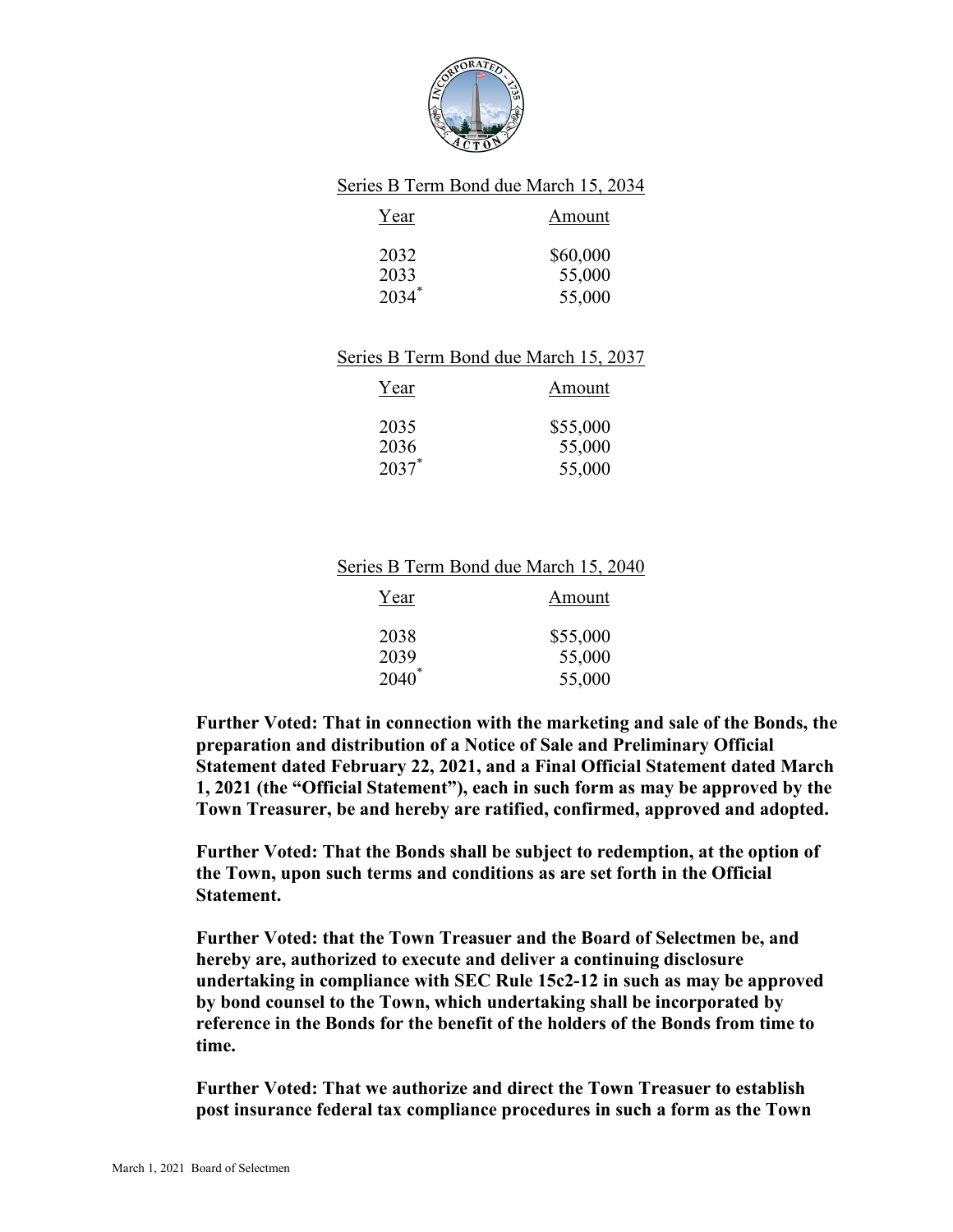Series B Term Bond due March 15, 2034

| Year | Amount |
| --- | --- |
| 2032 | $60,000 |
| 2033 | 55,000 |
| 2034* | 55,000 |

Series B Term Bond due March 15, 2037

| Year | Amount |
| --- | --- |
| 2035 | $55,000 |
| 2036 | 55,000 |
| 2037* | 55,000 |

Series B Term Bond due March 15, 2040

| Year | Amount |
| --- | --- |
| 2038 | $55,000 |
| 2039 | 55,000 |
| 2040* | 55,000 |

**Further Voted: That in connection with the marketing and sale of the Bonds, the preparation and distribution of a Notice of Sale and Preliminary Official Statement dated February 22, 2021, and a Final Official Statement dated March 1, 2021 (the "Official Statement"), each in such form as may be approved by the Town Treasurer, be and hereby are ratified, confirmed, approved and adopted.**

**Further Voted: That the Bonds shall be subject to redemption, at the option of the Town, upon such terms and conditions as are set forth in the Official Statement.**

**Further Voted: that the Town Treasuer and the Board of Selectmen be, and hereby are, authorized to execute and deliver a continuing disclosure undertaking in compliance with SEC Rule 15c2-12 in such as may be approved by bond counsel to the Town, which undertaking shall be incorporated by reference in the Bonds for the benefit of the holders of the Bonds from time to time.**

**Further Voted: That we authorize and direct the Town Treasuer to establish post insurance federal tax compliance procedures in such a form as the Town**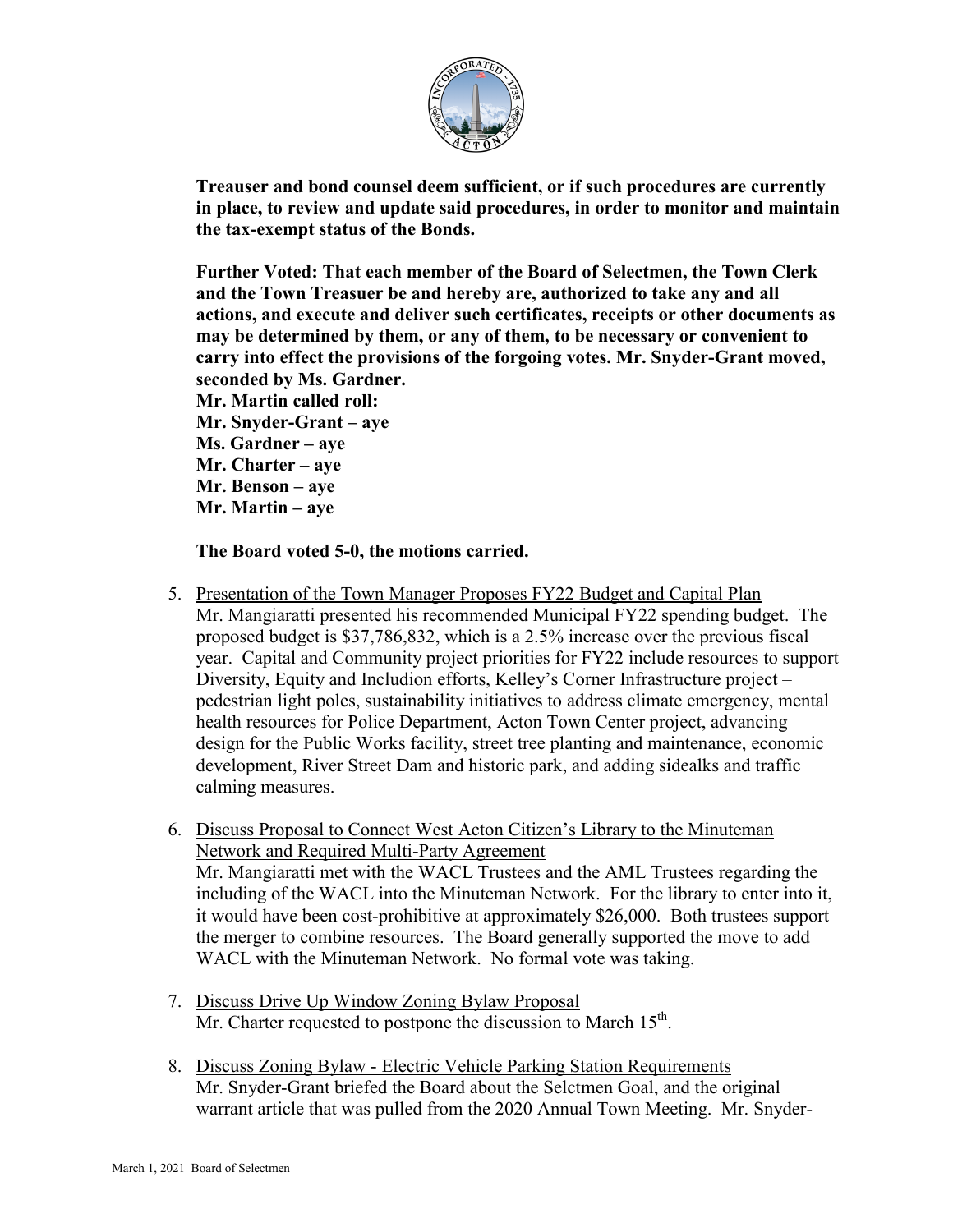**Treauser and bond counsel deem sufficient, or if such procedures are currently in place, to review and update said procedures, in order to monitor and maintain the tax-exempt status of the Bonds.**

**Further Voted: That each member of the Board of Selectmen, the Town Clerk and the Town Treasuer be and hereby are, authorized to take any and all actions, and execute and deliver such certificates, receipts or other documents as may be determined by them, or any of them, to be necessary or convenient to carry into effect the provisions of the forgoing votes. Mr. Snyder-Grant moved, seconded by Ms. Gardner.**
**Mr. Martin called roll:**
**Mr. Snyder-Grant – aye**
**Ms. Gardner – aye**
**Mr. Charter – aye**
**Mr. Benson – aye**
**Mr. Martin – aye**

**The Board voted 5-0, the motions carried.**

5. Presentation of the Town Manager Proposes FY22 Budget and Capital Plan
   Mr. Mangiaratti presented his recommended Municipal FY22 spending budget. The proposed budget is $37,786,832, which is a 2.5% increase over the previous fiscal year. Capital and Community project priorities for FY22 include resources to support Diversity, Equity and Includion efforts, Kelley's Corner Infrastructure project – pedestrian light poles, sustainability initiatives to address climate emergency, mental health resources for Police Department, Acton Town Center project, advancing design for the Public Works facility, street tree planting and maintenance, economic development, River Street Dam and historic park, and adding sidealks and traffic calming measures.

6. Discuss Proposal to Connect West Acton Citizen's Library to the Minuteman Network and Required Multi-Party Agreement
   Mr. Mangiaratti met with the WACL Trustees and the AML Trustees regarding the including of the WACL into the Minuteman Network. For the library to enter into it, it would have been cost-prohibitive at approximately $26,000. Both trustees support the merger to combine resources. The Board generally supported the move to add WACL with the Minuteman Network. No formal vote was taking.

7. Discuss Drive Up Window Zoning Bylaw Proposal
   Mr. Charter requested to postpone the discussion to March 15th.

8. Discuss Zoning Bylaw - Electric Vehicle Parking Station Requirements
   Mr. Snyder-Grant briefed the Board about the Selctmen Goal, and the original warrant article that was pulled from the 2020 Annual Town Meeting. Mr. Snyder-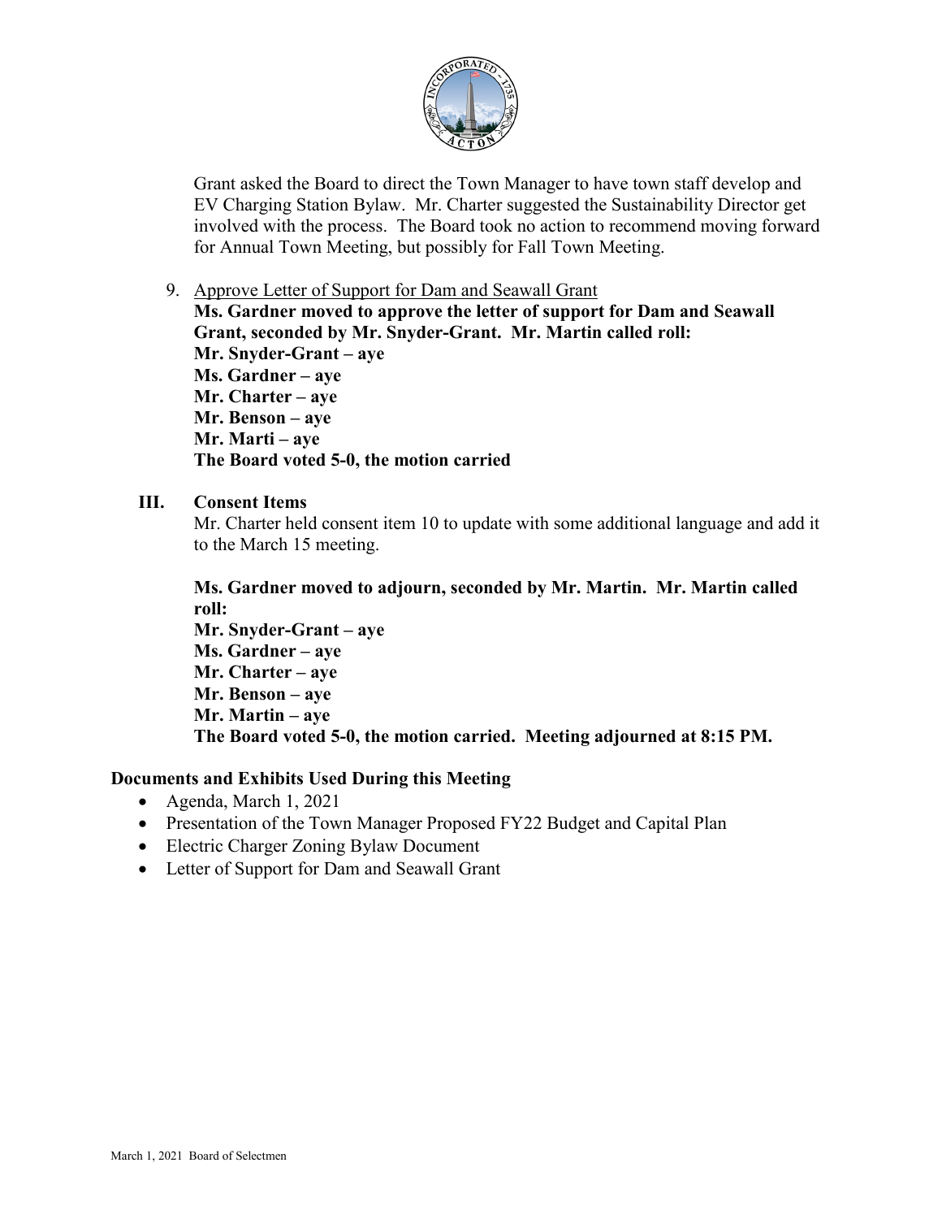Grant asked the Board to direct the Town Manager to have town staff develop and EV Charging Station Bylaw. Mr. Charter suggested the Sustainability Director get involved with the process. The Board took no action to recommend moving forward for Annual Town Meeting, but possibly for Fall Town Meeting.

9. Approve Letter of Support for Dam and Seawall Grant
**Ms. Gardner moved to approve the letter of support for Dam and Seawall Grant, seconded by Mr. Snyder-Grant. Mr. Martin called roll:**
**Mr. Snyder-Grant – aye**
**Ms. Gardner – aye**
**Mr. Charter – aye**
**Mr. Benson – aye**
**Mr. Marti – aye**
**The Board voted 5-0, the motion carried**

## III. Consent Items

Mr. Charter held consent item 10 to update with some additional language and add it to the March 15 meeting.

**Ms. Gardner moved to adjourn, seconded by Mr. Martin. Mr. Martin called roll:**
**Mr. Snyder-Grant – aye**
**Ms. Gardner – aye**
**Mr. Charter – aye**
**Mr. Benson – aye**
**Mr. Martin – aye**
**The Board voted 5-0, the motion carried. Meeting adjourned at 8:15 PM.**

### Documents and Exhibits Used During this Meeting

- Agenda, March 1, 2021
- Presentation of the Town Manager Proposed FY22 Budget and Capital Plan
- Electric Charger Zoning Bylaw Document
- Letter of Support for Dam and Seawall Grant